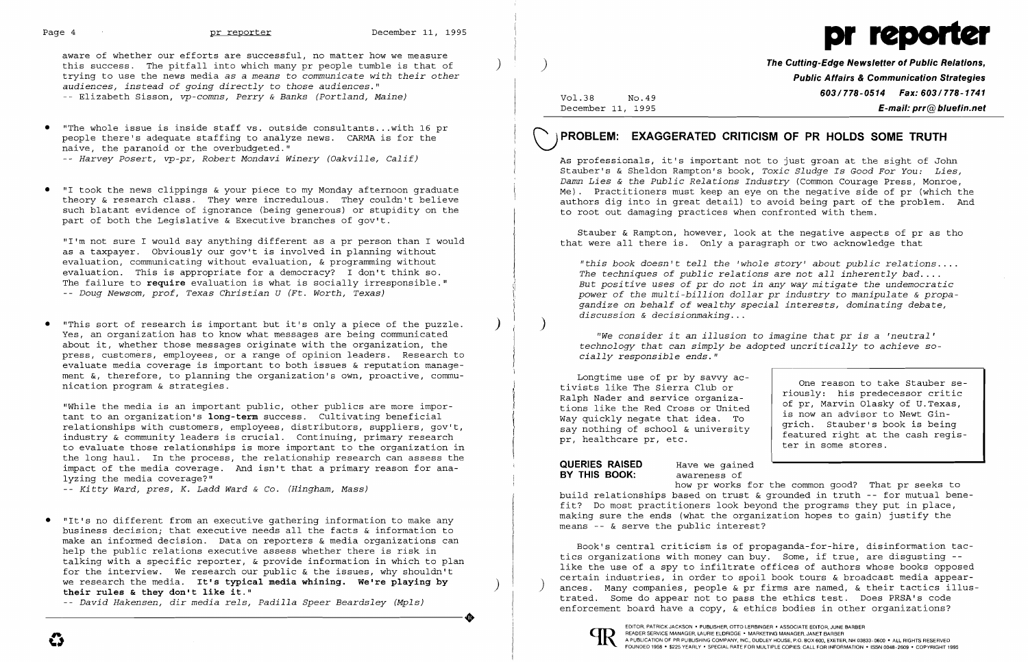aware of whether our efforts are successful, no matter how we measure this success. The pitfall into which many pr people tumble is that of trying to use the news media *as a means to communicate with their other audiences, instead of going directly to those audiences.*"
-- Elizabeth Sisson, *vp-comns, Perry & Banks (Portland, Maine)*

- "The whole issue is inside staff vs. outside consultants...with 16 pr people there's adequate staffing to analyze news. CARMA is for the naive, the paranoid or the overbudgeted."
  -- *Harvey Posert, vp-pr, Robert Mondavi Winery (Oakville, Calif)*

- "I took the news clippings & your piece to my Monday afternoon graduate theory & research class. They were incredulous. They couldn't believe such blatant evidence of ignorance (being generous) or stupidity on the part of both the Legislative & Executive branches of gov't.

  "I'm not sure I would say anything different as a pr person than I would as a taxpayer. Obviously our gov't is involved in planning without evaluation, communicating without evaluation, & programming without evaluation. This is appropriate for a democracy? I don't think so. The failure to **require** evaluation is what is socially irresponsible."
  -- *Doug Newsom, prof, Texas Christian U (Ft. Worth, Texas)*

- "This sort of research is important but it's only a piece of the puzzle. Yes, an organization has to know what messages are being communicated about it, whether those messages originate with the organization, the press, customers, employees, or a range of opinion leaders. Research to evaluate media coverage is important to both issues & reputation management &, therefore, to planning the organization's own, proactive, communication program & strategies.

  "While the media is an important public, other publics are more important to an organization's **long-term** success. Cultivating beneficial relationships with customers, employees, distributors, suppliers, gov't, industry & community leaders is crucial. Continuing, primary research to evaluate those relationships is more important to the organization in the long haul. In the process, the relationship research can assess the impact of the media coverage. And isn't that a primary reason for analyzing the media coverage?"
  -- *Kitty Ward, pres, K. Ladd Ward & Co. (Hingham, Mass)*

- "It's no different from an executive gathering information to make any business decision; that executive needs all the facts & information to make an informed decision. Data on reporters & media organizations can help the public relations executive assess whether there is risk in talking with a specific reporter, & provide information in which to plan for the interview. We research our public & the issues, why shouldn't we research the media. **It's typical media whining. We're playing by their rules & they don't like it.**"
  -- *David Hakensen, dir media rels, Padilla Speer Beardsley (Mpls)*

---

# pr reporter

**The Cutting-Edge Newsletter of Public Relations, Public Affairs & Communication Strategies**
**603/778-0514 Fax: 603/778-1741**
**E-mail: prr@bluefin.net**

Vol.38 No.49
December 11, 1995

## PROBLEM: EXAGGERATED CRITICISM OF PR HOLDS SOME TRUTH

As professionals, it's important not to just groan at the sight of John Stauber's & Sheldon Rampton's book, *Toxic Sludge Is Good For You: Lies, Damn Lies & the Public Relations Industry* (Common Courage Press, Monroe, Me). Practitioners must keep an eye on the negative side of pr (which the authors dig into in great detail) to avoid being part of the problem. And to root out damaging practices when confronted with them.

Stauber & Rampton, however, look at the negative aspects of pr as tho that were all there is. Only a paragraph or two acknowledge that

> *"this book doesn't tell the 'whole story' about public relations.... The techniques of public relations are not all inherently bad.... But positive uses of pr do not in any way mitigate the undemocratic power of the multi-billion dollar pr industry to manipulate & propagandize on behalf of wealthy special interests, dominating debate, discussion & decisionmaking...*
>
> *"We consider it an illusion to imagine that pr is a 'neutral' technology that can simply be adopted uncritically to achieve socially responsible ends."*

Longtime use of pr by savvy activists like The Sierra Club or Ralph Nader and service organizations like the Red Cross or United Way quickly negate that idea. To say nothing of school & university pr, healthcare pr, etc.

> One reason to take Stauber seriously: his predecessor critic of pr, Marvin Olasky of U.Texas, is now an advisor to Newt Gingrich. Stauber's book is being featured right at the cash register in some stores.

**QUERIES RAISED BY THIS BOOK:** Have we gained awareness of how pr works for the common good? That pr seeks to build relationships based on trust & grounded in truth -- for mutual benefit? Do most practitioners look beyond the programs they put in place, making sure the ends (what the organization hopes to gain) justify the means -- & serve the public interest?

Book's central criticism is of propaganda-for-hire, disinformation tactics organizations with money can buy. Some, if true, are disgusting -- like the use of a spy to infiltrate offices of authors whose books opposed certain industries, in order to spoil book tours & broadcast media appearances. Many companies, people & pr firms are named, & their tactics illustrated. Some do appear not to pass the ethics test. Does PRSA's code enforcement board have a copy, & ethics bodies in other organizations?

EDITOR, PATRICK JACKSON • PUBLISHER, OTTO LERBINGER • ASSOCIATE EDITOR, JUNE BARBER
READER SERVICE MANAGER, LAURIE ELDRIDGE • MARKETING MANAGER, JANET BARBER
A PUBLICATION OF PR PUBLISHING COMPANY, INC., DUDLEY HOUSE, P.O. BOX 600, EXETER, NH 03833-0600 • ALL RIGHTS RESERVED
FOUNDED 1958 • $225 YEARLY • SPECIAL RATE FOR MULTIPLE COPIES: CALL FOR INFORMATION • ISSN 0048-2609 • COPYRIGHT 1995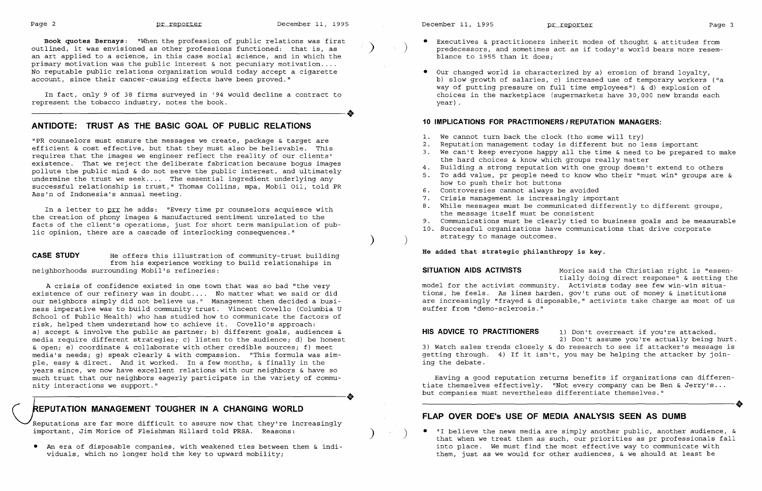**Book quotes Bernays**: "When the profession of public relations was first outlined, it was envisioned as other professions functioned: that is, as an art applied to a science, in this case social science, and in which the primary motivation was the public interest & not pecuniary motivation.... No reputable public relations organization would today accept a cigarette account, since their cancer-causing effects have been proved."

In fact, only 9 of 38 firms surveyed in '94 would decline a contract to represent the tobacco industry, notes the book.

## ANTIDOTE: TRUST AS THE BASIC GOAL OF PUBLIC RELATIONS

"PR counselors must ensure the messages we create, package & target are efficient & cost effective, but that they must also be believable. This requires that the images we engineer reflect the reality of our clients' existence. That we reject the deliberate fabrication because bogus images pollute the public mind & do not serve the public interest, and ultimately undermine the trust we seek.... The essential ingredient underlying any successful relationship is trust," Thomas Collins, mpa, Mobil Oil, told PR Ass'n of Indonesia's annual meeting.

In a letter to prr he adds: "Every time pr counselors acquiesce with the creation of phony images & manufactured sentiment unrelated to the facts of the client's operations, just for short term manipulation of public opinion, there are a cascade of interlocking consequences."

**CASE STUDY** He offers this illustration of community-trust building from his experience working to build relationships in neighborhoods surrounding Mobil's refineries:

A crisis of confidence existed in one town that was so bad "the very existence of our refinery was in doubt.... No matter what we said or did our neighbors simply did not believe us." Management then decided a business imperative was to build community trust. Vincent Covello (Columbia U School of Public Health) who has studied how to communicate the factors of risk, helped them understand how to achieve it. Covello's approach: a) accept & involve the public as partner; b) different goals, audiences & media require different strategies; c) listen to the audience; d) be honest & open; e) coordinate & collaborate with other credible sources; f) meet media's needs; g) speak clearly & with compassion. "This formula was simple, easy & direct. And it worked. In a few months, & finally in the years since, we now have excellent relations with our neighbors & have so much trust that our neighbors eagerly participate in the variety of community interactions we support."

## REPUTATION MANAGEMENT TOUGHER IN A CHANGING WORLD

Reputations are far more difficult to assure now that they're increasingly important, Jim Morice of Fleishman Hillard told PRSA. Reasons:

- An era of disposable companies, with weakened ties between them & individuals, which no longer hold the key to upward mobility;
- Executives & practitioners inherit modes of thought & attitudes from predecessors, and sometimes act as if today's world bears more resemblance to 1955 than it does;
- Our changed world is characterized by a) erosion of brand loyalty, b) slow growth of salaries, c) increased use of temporary workers ("a way of putting pressure on full time employees") & d) explosion of choices in the marketplace (supermarkets have 30,000 new brands each year).

### 10 IMPLICATIONS FOR PRACTITIONERS / REPUTATION MANAGERS:

1. We cannot turn back the clock (tho some will try)
2. Reputation management today is different but no less important
3. We can't keep everyone happy all the time & need to be prepared to make the hard choices & know which groups really matter
4. Building a strong reputation with one group doesn't extend to others
5. To add value, pr people need to know who their "must win" groups are & how to push their hot buttons
6. Controversies cannot always be avoided
7. Crisis management is increasingly important
8. While messages must be communicated differently to different groups, the message itself must be consistent
9. Communications must be clearly tied to business goals and be measurable
10. Successful organizations have communications that drive corporate strategy to manage outcomes.

**He added that strategic philanthropy is key.**

**SITUATION AIDS ACTIVISTS** Morice said the Christian right is "essentially doing direct response" & setting the model for the activist community. Activists today see few win-win situations, he feels. As lines harden, gov't runs out of money & institutions are increasingly "frayed & disposable," activists take charge as most of us suffer from "demo-sclerosis."

**HIS ADVICE TO PRACTITIONERS** 1) Don't overreact if you're attacked. 2) Don't assume you're actually being hurt. 3) Watch sales trends closely & do research to see if attacker's message is getting through. 4) If it isn't, you may be helping the attacker by joining the debate.

Having a good reputation returns benefits if organizations can differentiate themselves effectively. "Not every company can be Ben & Jerry's... but companies must nevertheless differentiate themselves."

## FLAP OVER DOE's USE OF MEDIA ANALYSIS SEEN AS DUMB

- "I believe the news media are simply another public, another audience, & that when we treat them as such, our priorities as pr professionals fall into place. We must find the most effective way to communicate with them, just as we would for other audiences, & we should at least be